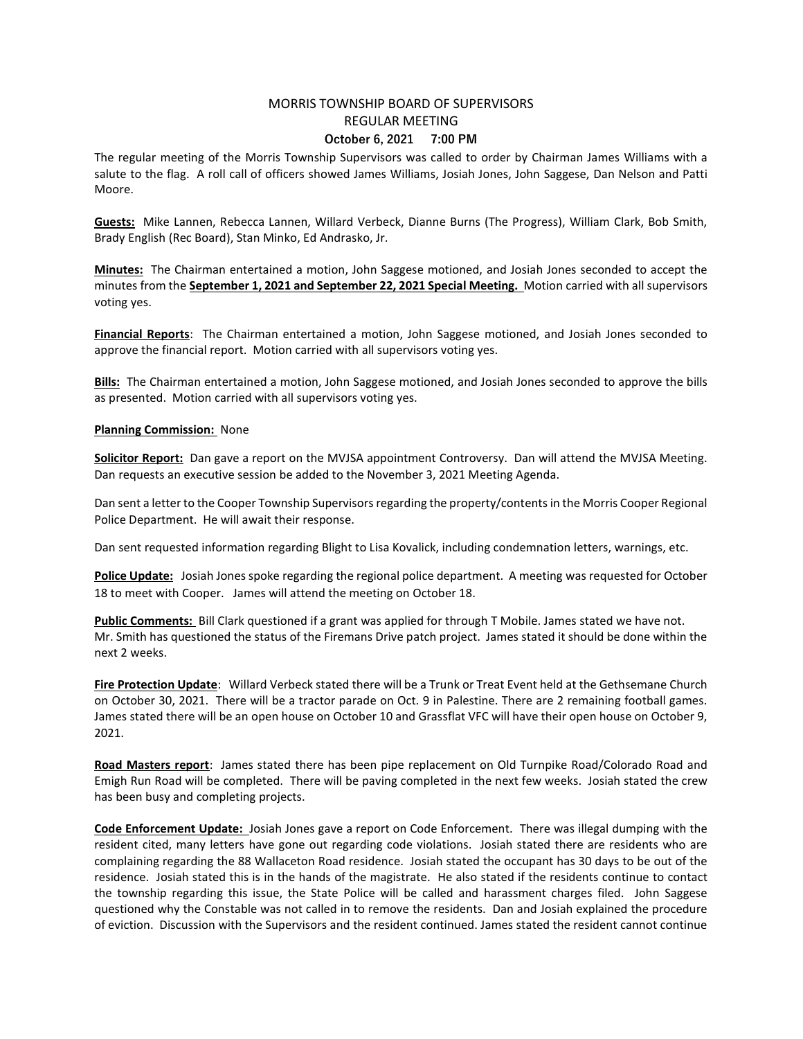# MORRIS TOWNSHIP BOARD OF SUPERVISORS
## REGULAR MEETING
### October 6, 2021 7:00 PM

The regular meeting of the Morris Township Supervisors was called to order by Chairman James Williams with a salute to the flag. A roll call of officers showed James Williams, Josiah Jones, John Saggese, Dan Nelson and Patti Moore.

**Guests:** Mike Lannen, Rebecca Lannen, Willard Verbeck, Dianne Burns (The Progress), William Clark, Bob Smith, Brady English (Rec Board), Stan Minko, Ed Andrasko, Jr.

**Minutes:** The Chairman entertained a motion, John Saggese motioned, and Josiah Jones seconded to accept the minutes from the **September 1, 2021 and September 22, 2021 Special Meeting.** Motion carried with all supervisors voting yes.

**Financial Reports**: The Chairman entertained a motion, John Saggese motioned, and Josiah Jones seconded to approve the financial report. Motion carried with all supervisors voting yes.

**Bills:** The Chairman entertained a motion, John Saggese motioned, and Josiah Jones seconded to approve the bills as presented. Motion carried with all supervisors voting yes.

**Planning Commission:** None

**Solicitor Report:** Dan gave a report on the MVJSA appointment Controversy. Dan will attend the MVJSA Meeting. Dan requests an executive session be added to the November 3, 2021 Meeting Agenda.

Dan sent a letter to the Cooper Township Supervisors regarding the property/contents in the Morris Cooper Regional Police Department. He will await their response.

Dan sent requested information regarding Blight to Lisa Kovalick, including condemnation letters, warnings, etc.

**Police Update:** Josiah Jones spoke regarding the regional police department. A meeting was requested for October 18 to meet with Cooper. James will attend the meeting on October 18.

**Public Comments:** Bill Clark questioned if a grant was applied for through T Mobile. James stated we have not. Mr. Smith has questioned the status of the Firemans Drive patch project. James stated it should be done within the next 2 weeks.

**Fire Protection Update**: Willard Verbeck stated there will be a Trunk or Treat Event held at the Gethsemane Church on October 30, 2021. There will be a tractor parade on Oct. 9 in Palestine. There are 2 remaining football games. James stated there will be an open house on October 10 and Grassflat VFC will have their open house on October 9, 2021.

**Road Masters report**: James stated there has been pipe replacement on Old Turnpike Road/Colorado Road and Emigh Run Road will be completed. There will be paving completed in the next few weeks. Josiah stated the crew has been busy and completing projects.

**Code Enforcement Update:** Josiah Jones gave a report on Code Enforcement. There was illegal dumping with the resident cited, many letters have gone out regarding code violations. Josiah stated there are residents who are complaining regarding the 88 Wallaceton Road residence. Josiah stated the occupant has 30 days to be out of the residence. Josiah stated this is in the hands of the magistrate. He also stated if the residents continue to contact the township regarding this issue, the State Police will be called and harassment charges filed. John Saggese questioned why the Constable was not called in to remove the residents. Dan and Josiah explained the procedure of eviction. Discussion with the Supervisors and the resident continued. James stated the resident cannot continue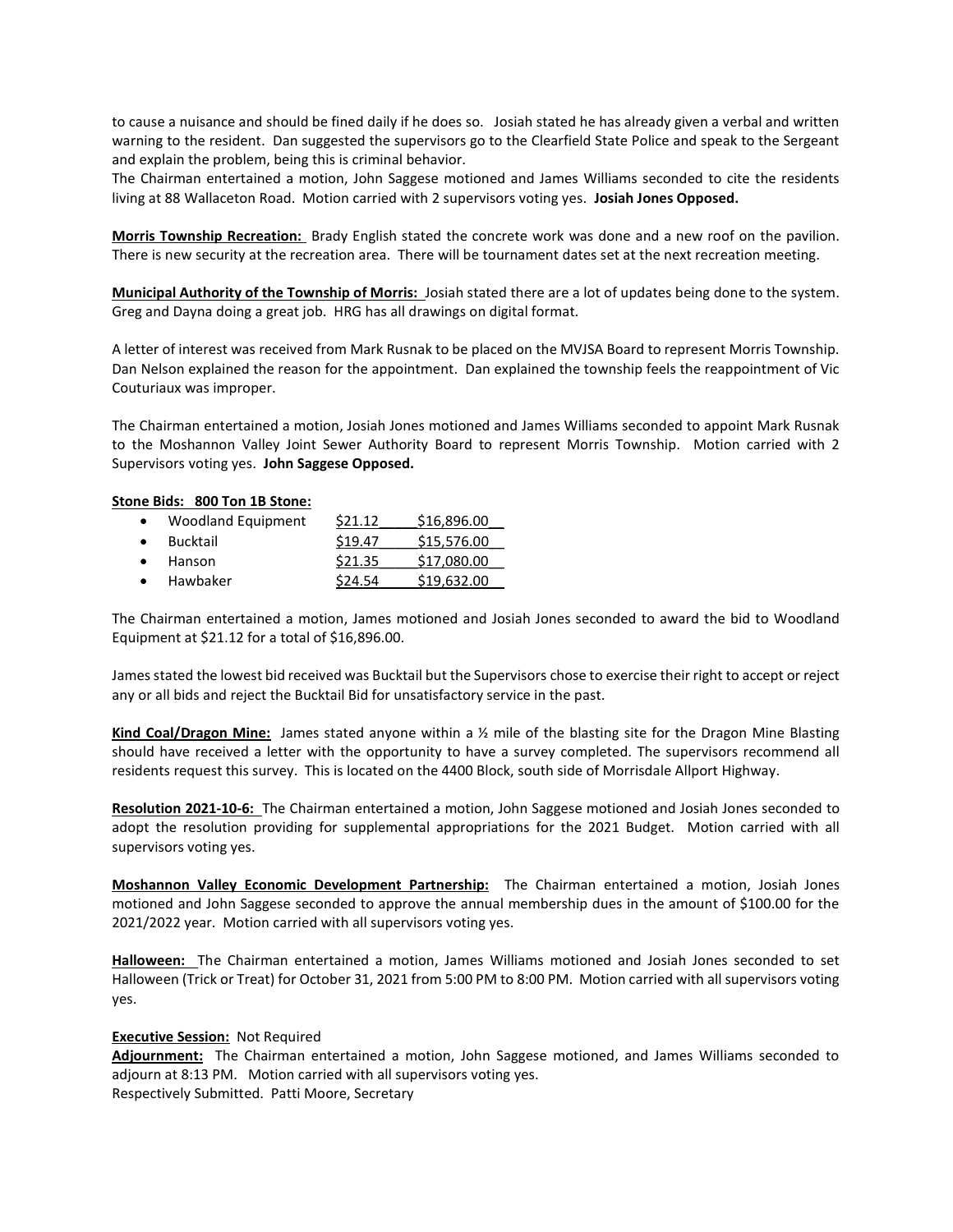to cause a nuisance and should be fined daily if he does so. Josiah stated he has already given a verbal and written warning to the resident. Dan suggested the supervisors go to the Clearfield State Police and speak to the Sergeant and explain the problem, being this is criminal behavior.

The Chairman entertained a motion, John Saggese motioned and James Williams seconded to cite the residents living at 88 Wallaceton Road. Motion carried with 2 supervisors voting yes. **Josiah Jones Opposed.**

**Morris Township Recreation:** Brady English stated the concrete work was done and a new roof on the pavilion. There is new security at the recreation area. There will be tournament dates set at the next recreation meeting.

**Municipal Authority of the Township of Morris:** Josiah stated there are a lot of updates being done to the system. Greg and Dayna doing a great job. HRG has all drawings on digital format.

A letter of interest was received from Mark Rusnak to be placed on the MVJSA Board to represent Morris Township. Dan Nelson explained the reason for the appointment. Dan explained the township feels the reappointment of Vic Couturiaux was improper.

The Chairman entertained a motion, Josiah Jones motioned and James Williams seconded to appoint Mark Rusnak to the Moshannon Valley Joint Sewer Authority Board to represent Morris Township. Motion carried with 2 Supervisors voting yes. **John Saggese Opposed.**

**Stone Bids: 800 Ton 1B Stone:**

| | | |
|---|---|---|
| Woodland Equipment | $21.12 | $16,896.00 |
| Bucktail | $19.47 | $15,576.00 |
| Hanson | $21.35 | $17,080.00 |
| Hawbaker | $24.54 | $19,632.00 |

The Chairman entertained a motion, James motioned and Josiah Jones seconded to award the bid to Woodland Equipment at $21.12 for a total of $16,896.00.

James stated the lowest bid received was Bucktail but the Supervisors chose to exercise their right to accept or reject any or all bids and reject the Bucktail Bid for unsatisfactory service in the past.

**Kind Coal/Dragon Mine:** James stated anyone within a ½ mile of the blasting site for the Dragon Mine Blasting should have received a letter with the opportunity to have a survey completed. The supervisors recommend all residents request this survey. This is located on the 4400 Block, south side of Morrisdale Allport Highway.

**Resolution 2021-10-6:** The Chairman entertained a motion, John Saggese motioned and Josiah Jones seconded to adopt the resolution providing for supplemental appropriations for the 2021 Budget. Motion carried with all supervisors voting yes.

**Moshannon Valley Economic Development Partnership:** The Chairman entertained a motion, Josiah Jones motioned and John Saggese seconded to approve the annual membership dues in the amount of $100.00 for the 2021/2022 year. Motion carried with all supervisors voting yes.

**Halloween:** The Chairman entertained a motion, James Williams motioned and Josiah Jones seconded to set Halloween (Trick or Treat) for October 31, 2021 from 5:00 PM to 8:00 PM. Motion carried with all supervisors voting yes.

**Executive Session:** Not Required

**Adjournment:** The Chairman entertained a motion, John Saggese motioned, and James Williams seconded to adjourn at 8:13 PM. Motion carried with all supervisors voting yes.

Respectively Submitted. Patti Moore, Secretary